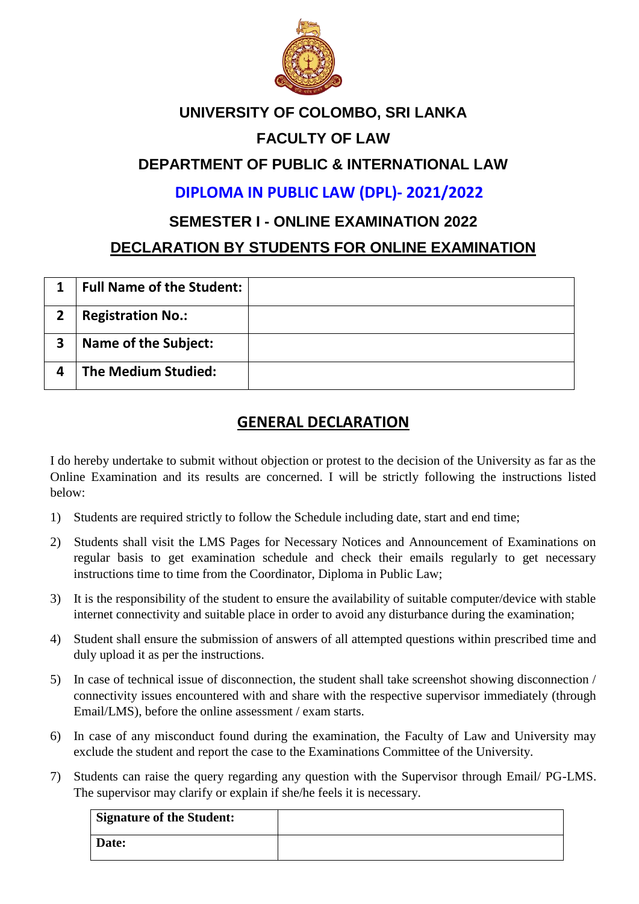# UNIVERSITY OF COLOMBO, SRI LANKA

## FACULTY OF LAW

## DEPARTMENT OF PUBLIC & INTERNATIONAL LAW

## DIPLOMA IN PUBLIC LAW (DPL)- 2021/2022

## SEMESTER I - ONLINE EXAMINATION 2022

## DECLARATION BY STUDENTS FOR ONLINE EXAMINATION

| 1 | **Full Name of the Student:** | |
|---|---|---|
| 2 | **Registration No.:** | |
| 3 | **Name of the Subject:** | |
| 4 | **The Medium Studied:** | |

## GENERAL DECLARATION

I do hereby undertake to submit without objection or protest to the decision of the University as far as the Online Examination and its results are concerned. I will be strictly following the instructions listed below:

1) Students are required strictly to follow the Schedule including date, start and end time;
2) Students shall visit the LMS Pages for Necessary Notices and Announcement of Examinations on regular basis to get examination schedule and check their emails regularly to get necessary instructions time to time from the Coordinator, Diploma in Public Law;
3) It is the responsibility of the student to ensure the availability of suitable computer/device with stable internet connectivity and suitable place in order to avoid any disturbance during the examination;
4) Student shall ensure the submission of answers of all attempted questions within prescribed time and duly upload it as per the instructions.
5) In case of technical issue of disconnection, the student shall take screenshot showing disconnection / connectivity issues encountered with and share with the respective supervisor immediately (through Email/LMS), before the online assessment / exam starts.
6) In case of any misconduct found during the examination, the Faculty of Law and University may exclude the student and report the case to the Examinations Committee of the University.
7) Students can raise the query regarding any question with the Supervisor through Email/ PG-LMS. The supervisor may clarify or explain if she/he feels it is necessary.

| **Signature of the Student:** | |
|---|---|
| **Date:** | |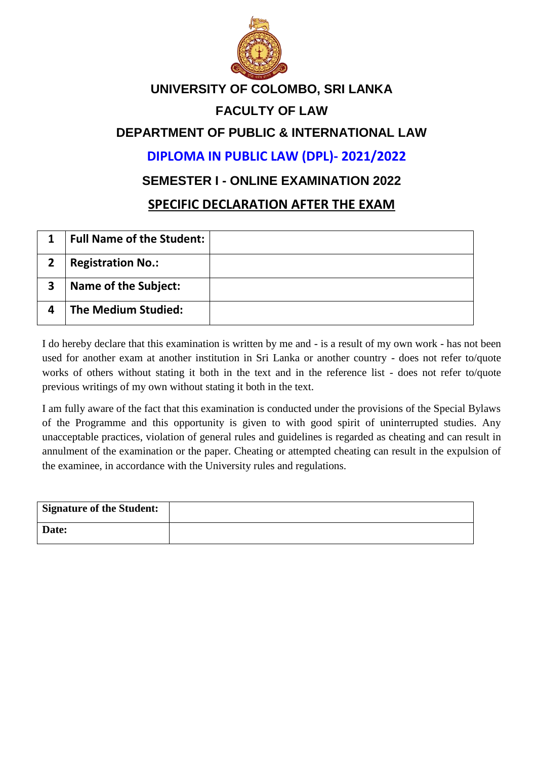# UNIVERSITY OF COLOMBO, SRI LANKA

## FACULTY OF LAW

## DEPARTMENT OF PUBLIC & INTERNATIONAL LAW

## DIPLOMA IN PUBLIC LAW (DPL)- 2021/2022

## SEMESTER I - ONLINE EXAMINATION 2022

## SPECIFIC DECLARATION AFTER THE EXAM

| | | |
|---|---|---|
| **1** | **Full Name of the Student:** | |
| **2** | **Registration No.:** | |
| **3** | **Name of the Subject:** | |
| **4** | **The Medium Studied:** | |

I do hereby declare that this examination is written by me and - is a result of my own work - has not been used for another exam at another institution in Sri Lanka or another country - does not refer to/quote works of others without stating it both in the text and in the reference list - does not refer to/quote previous writings of my own without stating it both in the text.

I am fully aware of the fact that this examination is conducted under the provisions of the Special Bylaws of the Programme and this opportunity is given to with good spirit of uninterrupted studies. Any unacceptable practices, violation of general rules and guidelines is regarded as cheating and can result in annulment of the examination or the paper. Cheating or attempted cheating can result in the expulsion of the examinee, in accordance with the University rules and regulations.

| | |
|---|---|
| **Signature of the Student:** | |
| **Date:** | |